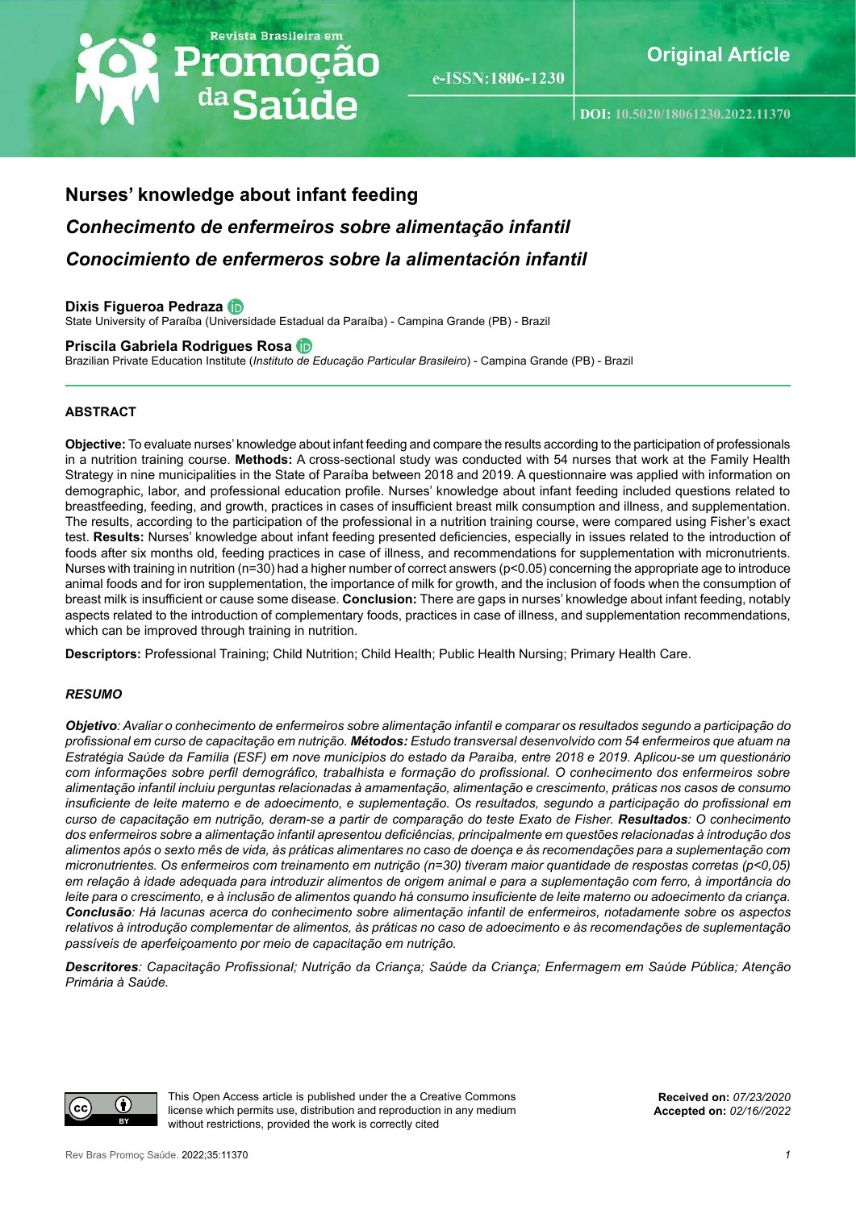Original Article

DOI: 10.5020/18061230.2022.11370

# Nurses' knowledge about infant feeding

## *Conhecimento de enfermeiros sobre alimentação infantil*

## *Conocimiento de enfermeros sobre la alimentación infantil*

**Dixis Figueroa Pedraza**
State University of Paraíba (Universidade Estadual da Paraíba) - Campina Grande (PB) - Brazil

**Priscila Gabriela Rodrigues Rosa**
Brazilian Private Education Institute (*Instituto de Educação Particular Brasileiro*) - Campina Grande (PB) - Brazil

### ABSTRACT

**Objective:** To evaluate nurses' knowledge about infant feeding and compare the results according to the participation of professionals in a nutrition training course. **Methods:** A cross-sectional study was conducted with 54 nurses that work at the Family Health Strategy in nine municipalities in the State of Paraíba between 2018 and 2019. A questionnaire was applied with information on demographic, labor, and professional education profile. Nurses' knowledge about infant feeding included questions related to breastfeeding, feeding, and growth, practices in cases of insufficient breast milk consumption and illness, and supplementation. The results, according to the participation of the professional in a nutrition training course, were compared using Fisher's exact test. **Results:** Nurses' knowledge about infant feeding presented deficiencies, especially in issues related to the introduction of foods after six months old, feeding practices in case of illness, and recommendations for supplementation with micronutrients. Nurses with training in nutrition (n=30) had a higher number of correct answers ($p<0.05$) concerning the appropriate age to introduce animal foods and for iron supplementation, the importance of milk for growth, and the inclusion of foods when the consumption of breast milk is insufficient or cause some disease. **Conclusion:** There are gaps in nurses' knowledge about infant feeding, notably aspects related to the introduction of complementary foods, practices in case of illness, and supplementation recommendations, which can be improved through training in nutrition.

**Descriptors:** Professional Training; Child Nutrition; Child Health; Public Health Nursing; Primary Health Care.

### *RESUMO*

***Objetivo****: Avaliar o conhecimento de enfermeiros sobre alimentação infantil e comparar os resultados segundo a participação do profissional em curso de capacitação em nutrição.* ***Métodos:*** *Estudo transversal desenvolvido com 54 enfermeiros que atuam na Estratégia Saúde da Família (ESF) em nove municípios do estado da Paraíba, entre 2018 e 2019. Aplicou-se um questionário com informações sobre perfil demográfico, trabalhista e formação do profissional. O conhecimento dos enfermeiros sobre alimentação infantil incluiu perguntas relacionadas à amamentação, alimentação e crescimento, práticas nos casos de consumo insuficiente de leite materno e de adoecimento, e suplementação. Os resultados, segundo a participação do profissional em curso de capacitação em nutrição, deram-se a partir de comparação do teste Exato de Fisher.* ***Resultados****: O conhecimento dos enfermeiros sobre a alimentação infantil apresentou deficiências, principalmente em questões relacionadas à introdução dos alimentos após o sexto mês de vida, às práticas alimentares no caso de doença e às recomendações para a suplementação com micronutrientes. Os enfermeiros com treinamento em nutrição (n=30) tiveram maior quantidade de respostas corretas ($p<0,05$) em relação à idade adequada para introduzir alimentos de origem animal e para a suplementação com ferro, à importância do leite para o crescimento, e à inclusão de alimentos quando há consumo insuficiente de leite materno ou adoecimento da criança.* ***Conclusão****: Há lacunas acerca do conhecimento sobre alimentação infantil de enfermeiros, notadamente sobre os aspectos relativos à introdução complementar de alimentos, às práticas no caso de adoecimento e às recomendações de suplementação passíveis de aperfeiçoamento por meio de capacitação em nutrição.*

***Descritores****: Capacitação Profissional; Nutrição da Criança; Saúde da Criança; Enfermagem em Saúde Pública; Atenção Primária à Saúde.*

This Open Access article is published under the a Creative Commons license which permits use, distribution and reproduction in any medium without restrictions, provided the work is correctly cited

**Received on:** *07/23/2020*
**Accepted on:** *02/16//2022*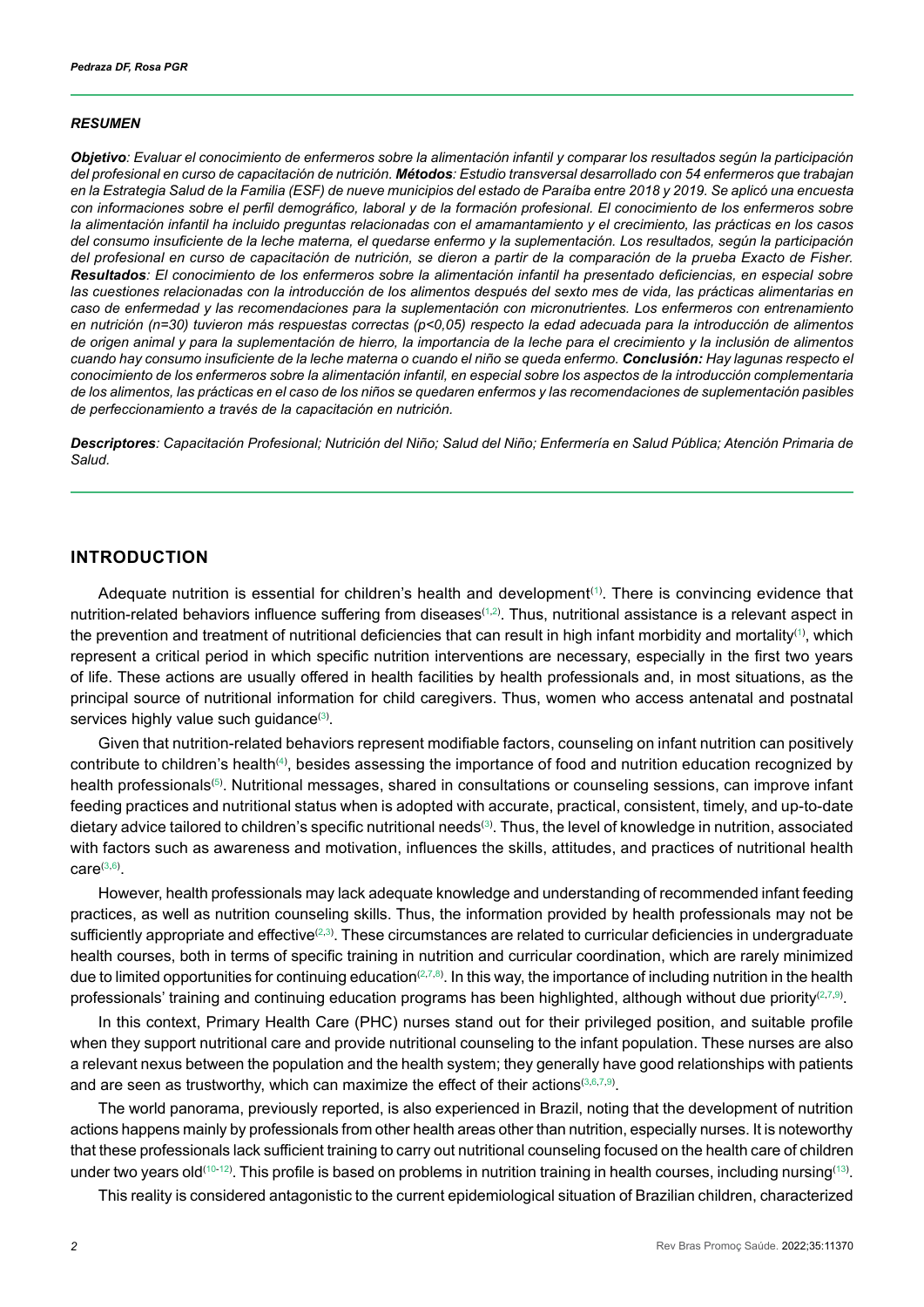### *RESUMEN*

***Objetivo**: Evaluar el conocimiento de enfermeros sobre la alimentación infantil y comparar los resultados según la participación del profesional en curso de capacitación de nutrición. **Métodos**: Estudio transversal desarrollado con 54 enfermeros que trabajan en la Estrategia Salud de la Familia (ESF) de nueve municipios del estado de Paraíba entre 2018 y 2019. Se aplicó una encuesta con informaciones sobre el perfil demográfico, laboral y de la formación profesional. El conocimiento de los enfermeros sobre la alimentación infantil ha incluido preguntas relacionadas con el amamantamiento y el crecimiento, las prácticas en los casos del consumo insuficiente de la leche materna, el quedarse enfermo y la suplementación. Los resultados, según la participación del profesional en curso de capacitación de nutrición, se dieron a partir de la comparación de la prueba Exacto de Fisher. **Resultados**: El conocimiento de los enfermeros sobre la alimentación infantil ha presentado deficiencias, en especial sobre las cuestiones relacionadas con la introducción de los alimentos después del sexto mes de vida, las prácticas alimentarias en caso de enfermedad y las recomendaciones para la suplementación con micronutrientes. Los enfermeros con entrenamiento en nutrición (n=30) tuvieron más respuestas correctas (p<0,05) respecto la edad adecuada para la introducción de alimentos de origen animal y para la suplementación de hierro, la importancia de la leche para el crecimiento y la inclusión de alimentos cuando hay consumo insuficiente de la leche materna o cuando el niño se queda enfermo. **Conclusión:** Hay lagunas respecto el conocimiento de los enfermeros sobre la alimentación infantil, en especial sobre los aspectos de la introducción complementaria de los alimentos, las prácticas en el caso de los niños se quedaren enfermos y las recomendaciones de suplementación pasibles de perfeccionamiento a través de la capacitación en nutrición.*

***Descriptores**: Capacitación Profesional; Nutrición del Niño; Salud del Niño; Enfermería en Salud Pública; Atención Primaria de Salud.*

## INTRODUCTION

Adequate nutrition is essential for children's health and development[1]. There is convincing evidence that nutrition-related behaviors influence suffering from diseases[1,2]. Thus, nutritional assistance is a relevant aspect in the prevention and treatment of nutritional deficiencies that can result in high infant morbidity and mortality[1], which represent a critical period in which specific nutrition interventions are necessary, especially in the first two years of life. These actions are usually offered in health facilities by health professionals and, in most situations, as the principal source of nutritional information for child caregivers. Thus, women who access antenatal and postnatal services highly value such guidance[3].

Given that nutrition-related behaviors represent modifiable factors, counseling on infant nutrition can positively contribute to children's health[4], besides assessing the importance of food and nutrition education recognized by health professionals[5]. Nutritional messages, shared in consultations or counseling sessions, can improve infant feeding practices and nutritional status when is adopted with accurate, practical, consistent, timely, and up-to-date dietary advice tailored to children's specific nutritional needs[3]. Thus, the level of knowledge in nutrition, associated with factors such as awareness and motivation, influences the skills, attitudes, and practices of nutritional health care[3,6].

However, health professionals may lack adequate knowledge and understanding of recommended infant feeding practices, as well as nutrition counseling skills. Thus, the information provided by health professionals may not be sufficiently appropriate and effective[2,3]. These circumstances are related to curricular deficiencies in undergraduate health courses, both in terms of specific training in nutrition and curricular coordination, which are rarely minimized due to limited opportunities for continuing education[2,7,8]. In this way, the importance of including nutrition in the health professionals' training and continuing education programs has been highlighted, although without due priority[2,7,9].

In this context, Primary Health Care (PHC) nurses stand out for their privileged position, and suitable profile when they support nutritional care and provide nutritional counseling to the infant population. These nurses are also a relevant nexus between the population and the health system; they generally have good relationships with patients and are seen as trustworthy, which can maximize the effect of their actions[3,6,7,9].

The world panorama, previously reported, is also experienced in Brazil, noting that the development of nutrition actions happens mainly by professionals from other health areas other than nutrition, especially nurses. It is noteworthy that these professionals lack sufficient training to carry out nutritional counseling focused on the health care of children under two years old[10-12]. This profile is based on problems in nutrition training in health courses, including nursing[13].

This reality is considered antagonistic to the current epidemiological situation of Brazilian children, characterized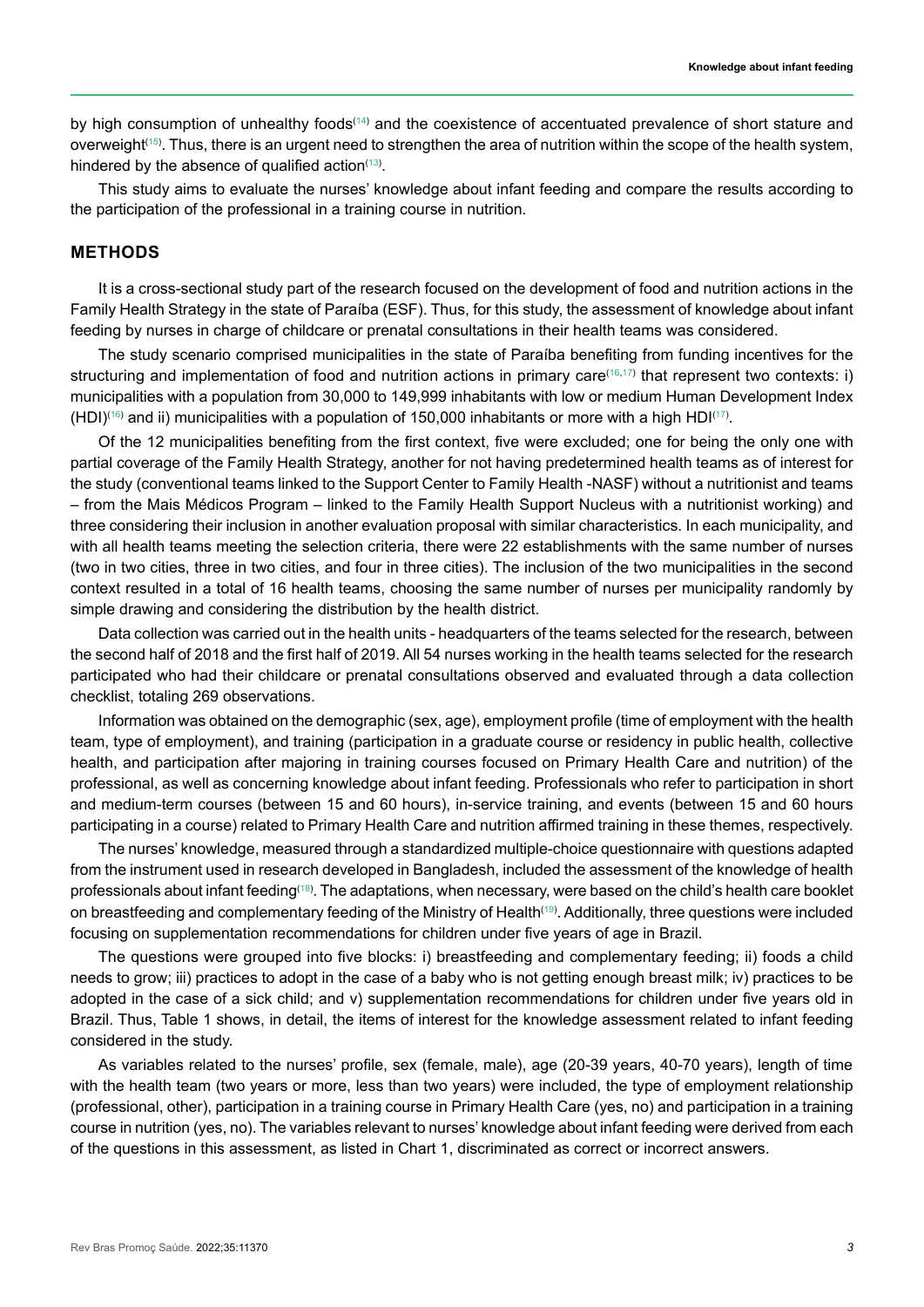by high consumption of unhealthy foods[14] and the coexistence of accentuated prevalence of short stature and overweight[15]. Thus, there is an urgent need to strengthen the area of nutrition within the scope of the health system, hindered by the absence of qualified action[13].

This study aims to evaluate the nurses' knowledge about infant feeding and compare the results according to the participation of the professional in a training course in nutrition.

## METHODS

It is a cross-sectional study part of the research focused on the development of food and nutrition actions in the Family Health Strategy in the state of Paraíba (ESF). Thus, for this study, the assessment of knowledge about infant feeding by nurses in charge of childcare or prenatal consultations in their health teams was considered.

The study scenario comprised municipalities in the state of Paraíba benefiting from funding incentives for the structuring and implementation of food and nutrition actions in primary care[16,17] that represent two contexts: i) municipalities with a population from 30,000 to 149,999 inhabitants with low or medium Human Development Index (HDI)[16] and ii) municipalities with a population of 150,000 inhabitants or more with a high HDI[17].

Of the 12 municipalities benefiting from the first context, five were excluded; one for being the only one with partial coverage of the Family Health Strategy, another for not having predetermined health teams as of interest for the study (conventional teams linked to the Support Center to Family Health -NASF) without a nutritionist and teams – from the Mais Médicos Program – linked to the Family Health Support Nucleus with a nutritionist working) and three considering their inclusion in another evaluation proposal with similar characteristics. In each municipality, and with all health teams meeting the selection criteria, there were 22 establishments with the same number of nurses (two in two cities, three in two cities, and four in three cities). The inclusion of the two municipalities in the second context resulted in a total of 16 health teams, choosing the same number of nurses per municipality randomly by simple drawing and considering the distribution by the health district.

Data collection was carried out in the health units - headquarters of the teams selected for the research, between the second half of 2018 and the first half of 2019. All 54 nurses working in the health teams selected for the research participated who had their childcare or prenatal consultations observed and evaluated through a data collection checklist, totaling 269 observations.

Information was obtained on the demographic (sex, age), employment profile (time of employment with the health team, type of employment), and training (participation in a graduate course or residency in public health, collective health, and participation after majoring in training courses focused on Primary Health Care and nutrition) of the professional, as well as concerning knowledge about infant feeding. Professionals who refer to participation in short and medium-term courses (between 15 and 60 hours), in-service training, and events (between 15 and 60 hours participating in a course) related to Primary Health Care and nutrition affirmed training in these themes, respectively.

The nurses' knowledge, measured through a standardized multiple-choice questionnaire with questions adapted from the instrument used in research developed in Bangladesh, included the assessment of the knowledge of health professionals about infant feeding[18]. The adaptations, when necessary, were based on the child's health care booklet on breastfeeding and complementary feeding of the Ministry of Health[19]. Additionally, three questions were included focusing on supplementation recommendations for children under five years of age in Brazil.

The questions were grouped into five blocks: i) breastfeeding and complementary feeding; ii) foods a child needs to grow; iii) practices to adopt in the case of a baby who is not getting enough breast milk; iv) practices to be adopted in the case of a sick child; and v) supplementation recommendations for children under five years old in Brazil. Thus, Table 1 shows, in detail, the items of interest for the knowledge assessment related to infant feeding considered in the study.

As variables related to the nurses' profile, sex (female, male), age (20-39 years, 40-70 years), length of time with the health team (two years or more, less than two years) were included, the type of employment relationship (professional, other), participation in a training course in Primary Health Care (yes, no) and participation in a training course in nutrition (yes, no). The variables relevant to nurses' knowledge about infant feeding were derived from each of the questions in this assessment, as listed in Chart 1, discriminated as correct or incorrect answers.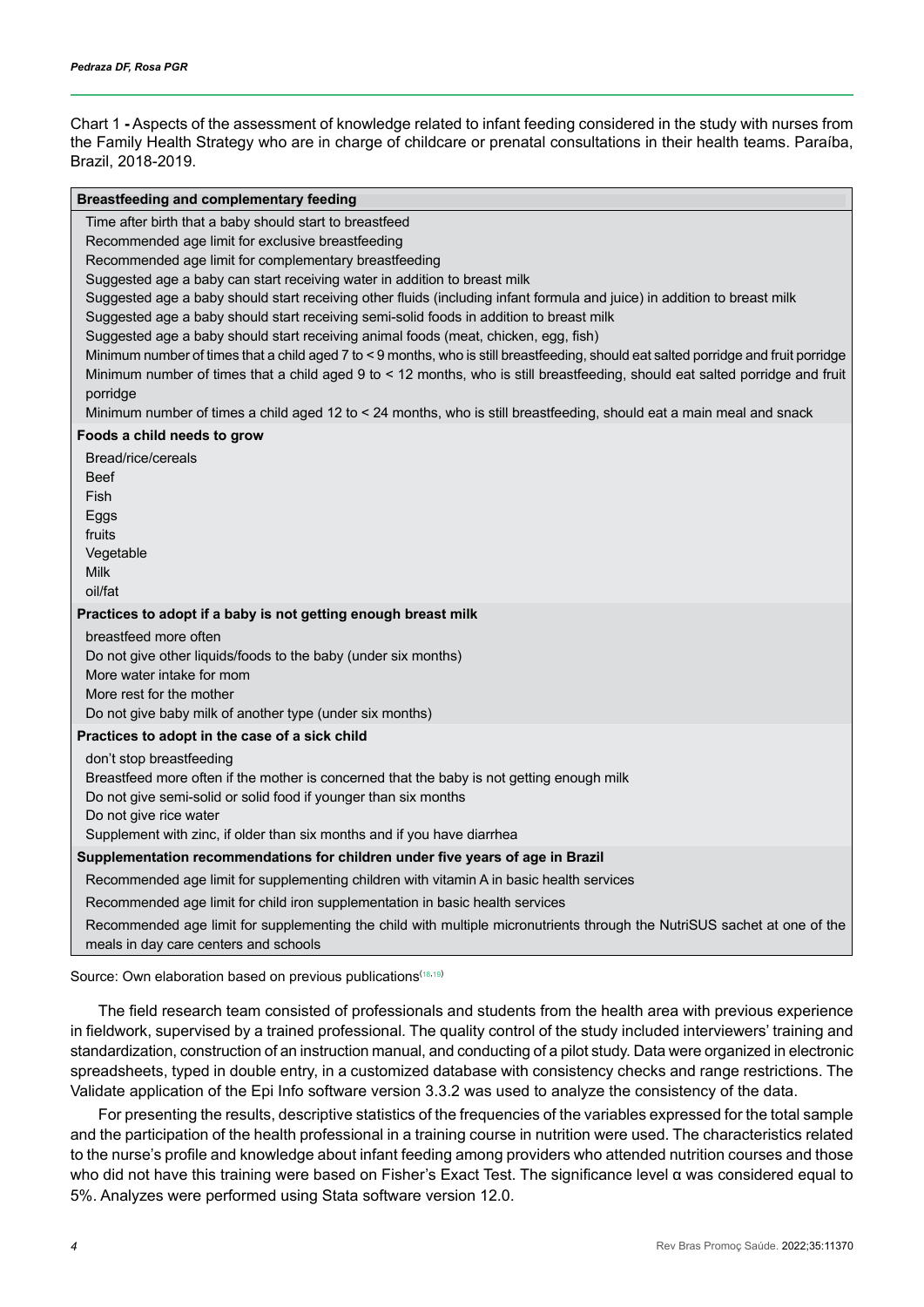Chart 1 - Aspects of the assessment of knowledge related to infant feeding considered in the study with nurses from the Family Health Strategy who are in charge of childcare or prenatal consultations in their health teams. Paraíba, Brazil, 2018-2019.

| **Breastfeeding and complementary feeding** |
|---|
| Time after birth that a baby should start to breastfeed |
| Recommended age limit for exclusive breastfeeding |
| Recommended age limit for complementary breastfeeding |
| Suggested age a baby can start receiving water in addition to breast milk |
| Suggested age a baby should start receiving other fluids (including infant formula and juice) in addition to breast milk |
| Suggested age a baby should start receiving semi-solid foods in addition to breast milk |
| Suggested age a baby should start receiving animal foods (meat, chicken, egg, fish) |
| Minimum number of times that a child aged 7 to < 9 months, who is still breastfeeding, should eat salted porridge and fruit porridge |
| Minimum number of times that a child aged 9 to < 12 months, who is still breastfeeding, should eat salted porridge and fruit porridge |
| Minimum number of times a child aged 12 to < 24 months, who is still breastfeeding, should eat a main meal and snack |
| **Foods a child needs to grow** |
| Bread/rice/cereals |
| Beef |
| Fish |
| Eggs |
| fruits |
| Vegetable |
| Milk |
| oil/fat |
| **Practices to adopt if a baby is not getting enough breast milk** |
| breastfeed more often |
| Do not give other liquids/foods to the baby (under six months) |
| More water intake for mom |
| More rest for the mother |
| Do not give baby milk of another type (under six months) |
| **Practices to adopt in the case of a sick child** |
| don't stop breastfeeding |
| Breastfeed more often if the mother is concerned that the baby is not getting enough milk |
| Do not give semi-solid or solid food if younger than six months |
| Do not give rice water |
| Supplement with zinc, if older than six months and if you have diarrhea |
| **Supplementation recommendations for children under five years of age in Brazil** |
| Recommended age limit for supplementing children with vitamin A in basic health services |
| Recommended age limit for child iron supplementation in basic health services |
| Recommended age limit for supplementing the child with multiple micronutrients through the NutriSUS sachet at one of the meals in day care centers and schools |

Source: Own elaboration based on previous publications[18,19]

The field research team consisted of professionals and students from the health area with previous experience in fieldwork, supervised by a trained professional. The quality control of the study included interviewers' training and standardization, construction of an instruction manual, and conducting of a pilot study. Data were organized in electronic spreadsheets, typed in double entry, in a customized database with consistency checks and range restrictions. The Validate application of the Epi Info software version 3.3.2 was used to analyze the consistency of the data.

For presenting the results, descriptive statistics of the frequencies of the variables expressed for the total sample and the participation of the health professional in a training course in nutrition were used. The characteristics related to the nurse's profile and knowledge about infant feeding among providers who attended nutrition courses and those who did not have this training were based on Fisher's Exact Test. The significance level α was considered equal to 5%. Analyzes were performed using Stata software version 12.0.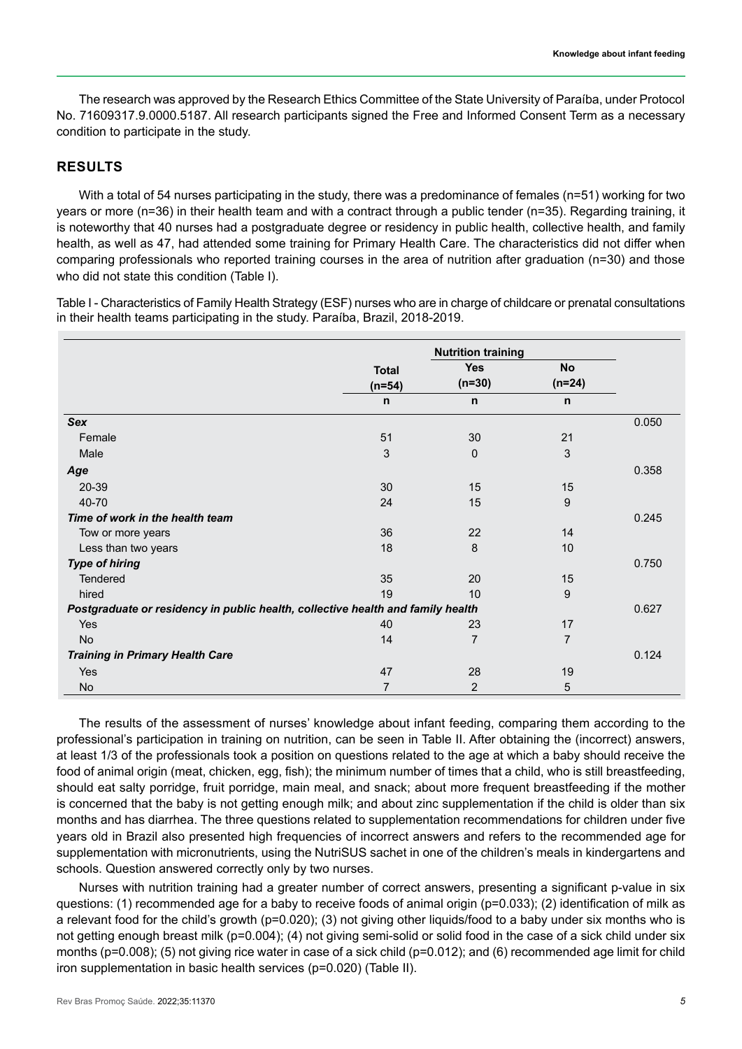The research was approved by the Research Ethics Committee of the State University of Paraíba, under Protocol No. 71609317.9.0000.5187. All research participants signed the Free and Informed Consent Term as a necessary condition to participate in the study.

## RESULTS

With a total of 54 nurses participating in the study, there was a predominance of females (n=51) working for two years or more (n=36) in their health team and with a contract through a public tender (n=35). Regarding training, it is noteworthy that 40 nurses had a postgraduate degree or residency in public health, collective health, and family health, as well as 47, had attended some training for Primary Health Care. The characteristics did not differ when comparing professionals who reported training courses in the area of nutrition after graduation (n=30) and those who did not state this condition (Table I).

Table I - Characteristics of Family Health Strategy (ESF) nurses who are in charge of childcare or prenatal consultations in their health teams participating in the study. Paraíba, Brazil, 2018-2019.

| | | Nutrition training | | |
|---|---|---|---|---|
| | Total (n=54) | Yes (n=30) | No (n=24) | |
| | n | n | n | |
| ***Sex*** | | | | 0.050 |
| Female | 51 | 30 | 21 | |
| Male | 3 | 0 | 3 | |
| ***Age*** | | | | 0.358 |
| 20-39 | 30 | 15 | 15 | |
| 40-70 | 24 | 15 | 9 | |
| ***Time of work in the health team*** | | | | 0.245 |
| Tow or more years | 36 | 22 | 14 | |
| Less than two years | 18 | 8 | 10 | |
| ***Type of hiring*** | | | | 0.750 |
| Tendered | 35 | 20 | 15 | |
| hired | 19 | 10 | 9 | |
| ***Postgraduate or residency in public health, collective health and family health*** | | | | 0.627 |
| Yes | 40 | 23 | 17 | |
| No | 14 | 7 | 7 | |
| ***Training in Primary Health Care*** | | | | 0.124 |
| Yes | 47 | 28 | 19 | |
| No | 7 | 2 | 5 | |

The results of the assessment of nurses' knowledge about infant feeding, comparing them according to the professional's participation in training on nutrition, can be seen in Table II. After obtaining the (incorrect) answers, at least 1/3 of the professionals took a position on questions related to the age at which a baby should receive the food of animal origin (meat, chicken, egg, fish); the minimum number of times that a child, who is still breastfeeding, should eat salty porridge, fruit porridge, main meal, and snack; about more frequent breastfeeding if the mother is concerned that the baby is not getting enough milk; and about zinc supplementation if the child is older than six months and has diarrhea. The three questions related to supplementation recommendations for children under five years old in Brazil also presented high frequencies of incorrect answers and refers to the recommended age for supplementation with micronutrients, using the NutriSUS sachet in one of the children's meals in kindergartens and schools. Question answered correctly only by two nurses.

Nurses with nutrition training had a greater number of correct answers, presenting a significant p-value in six questions: (1) recommended age for a baby to receive foods of animal origin (p=0.033); (2) identification of milk as a relevant food for the child's growth (p=0.020); (3) not giving other liquids/food to a baby under six months who is not getting enough breast milk (p=0.004); (4) not giving semi-solid or solid food in the case of a sick child under six months (p=0.008); (5) not giving rice water in case of a sick child (p=0.012); and (6) recommended age limit for child iron supplementation in basic health services (p=0.020) (Table II).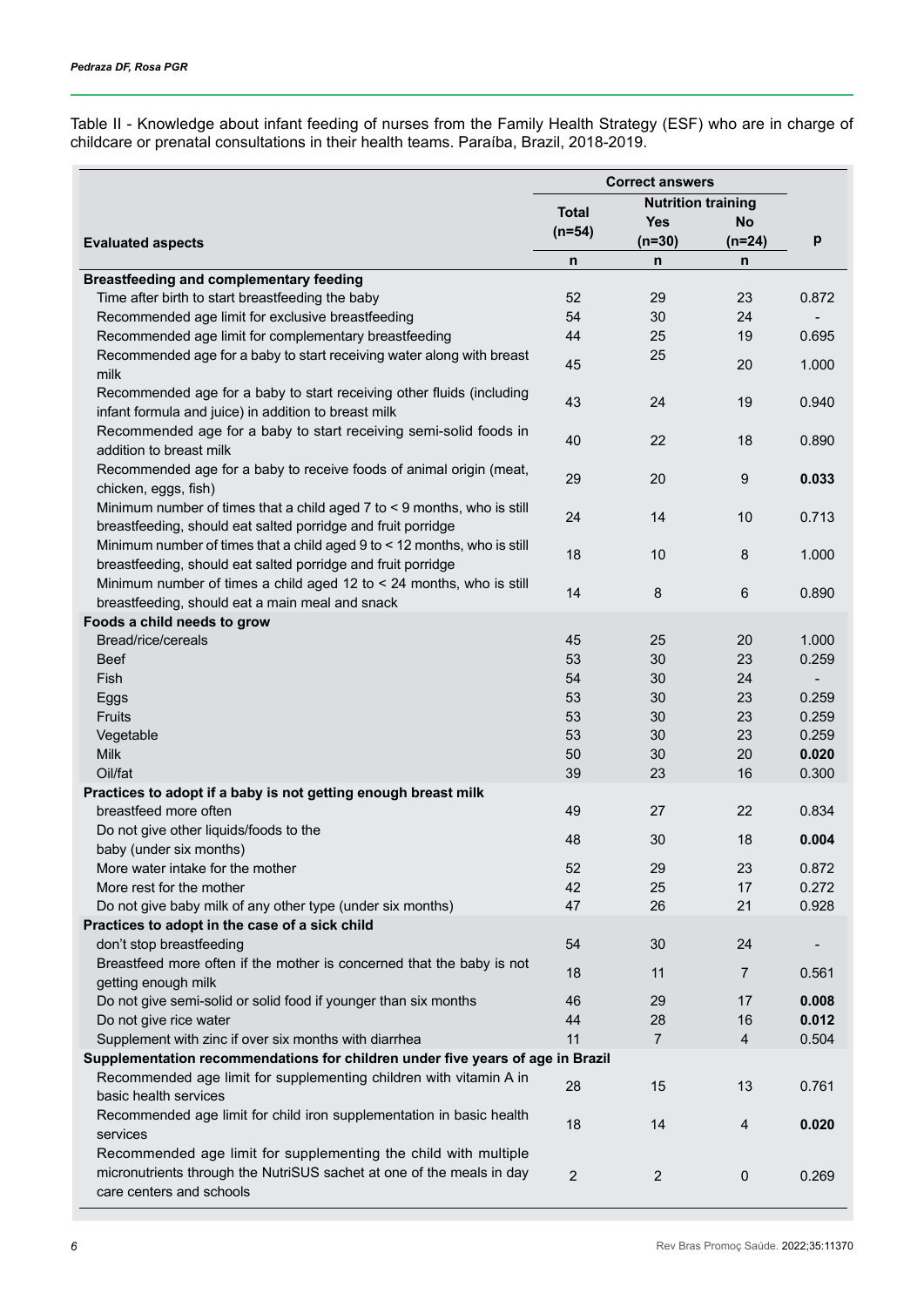Table II - Knowledge about infant feeding of nurses from the Family Health Strategy (ESF) who are in charge of childcare or prenatal consultations in their health teams. Paraíba, Brazil, 2018-2019.

| Evaluated aspects | Correct answers | | | p |
|---|---|---|---|---|
| | Total (n=54) | Nutrition training | | |
| | | Yes (n=30) | No (n=24) | |
| | n | n | n | |
| **Breastfeeding and complementary feeding** | | | | |
| Time after birth to start breastfeeding the baby | 52 | 29 | 23 | 0.872 |
| Recommended age limit for exclusive breastfeeding | 54 | 30 | 24 | - |
| Recommended age limit for complementary breastfeeding | 44 | 25 | 19 | 0.695 |
| Recommended age for a baby to start receiving water along with breast milk | 45 | 25 | 20 | 1.000 |
| Recommended age for a baby to start receiving other fluids (including infant formula and juice) in addition to breast milk | 43 | 24 | 19 | 0.940 |
| Recommended age for a baby to start receiving semi-solid foods in addition to breast milk | 40 | 22 | 18 | 0.890 |
| Recommended age for a baby to receive foods of animal origin (meat, chicken, eggs, fish) | 29 | 20 | 9 | **0.033** |
| Minimum number of times that a child aged 7 to < 9 months, who is still breastfeeding, should eat salted porridge and fruit porridge | 24 | 14 | 10 | 0.713 |
| Minimum number of times that a child aged 9 to < 12 months, who is still breastfeeding, should eat salted porridge and fruit porridge | 18 | 10 | 8 | 1.000 |
| Minimum number of times a child aged 12 to < 24 months, who is still breastfeeding, should eat a main meal and snack | 14 | 8 | 6 | 0.890 |
| **Foods a child needs to grow** | | | | |
| Bread/rice/cereals | 45 | 25 | 20 | 1.000 |
| Beef | 53 | 30 | 23 | 0.259 |
| Fish | 54 | 30 | 24 | - |
| Eggs | 53 | 30 | 23 | 0.259 |
| Fruits | 53 | 30 | 23 | 0.259 |
| Vegetable | 53 | 30 | 23 | 0.259 |
| Milk | 50 | 30 | 20 | **0.020** |
| Oil/fat | 39 | 23 | 16 | 0.300 |
| **Practices to adopt if a baby is not getting enough breast milk** | | | | |
| breastfeed more often | 49 | 27 | 22 | 0.834 |
| Do not give other liquids/foods to the baby (under six months) | 48 | 30 | 18 | **0.004** |
| More water intake for the mother | 52 | 29 | 23 | 0.872 |
| More rest for the mother | 42 | 25 | 17 | 0.272 |
| Do not give baby milk of any other type (under six months) | 47 | 26 | 21 | 0.928 |
| **Practices to adopt in the case of a sick child** | | | | |
| don't stop breastfeeding | 54 | 30 | 24 | - |
| Breastfeed more often if the mother is concerned that the baby is not getting enough milk | 18 | 11 | 7 | 0.561 |
| Do not give semi-solid or solid food if younger than six months | 46 | 29 | 17 | **0.008** |
| Do not give rice water | 44 | 28 | 16 | **0.012** |
| Supplement with zinc if over six months with diarrhea | 11 | 7 | 4 | 0.504 |
| **Supplementation recommendations for children under five years of age in Brazil** | | | | |
| Recommended age limit for supplementing children with vitamin A in basic health services | 28 | 15 | 13 | 0.761 |
| Recommended age limit for child iron supplementation in basic health services | 18 | 14 | 4 | **0.020** |
| Recommended age limit for supplementing the child with multiple micronutrients through the NutriSUS sachet at one of the meals in day care centers and schools | 2 | 2 | 0 | 0.269 |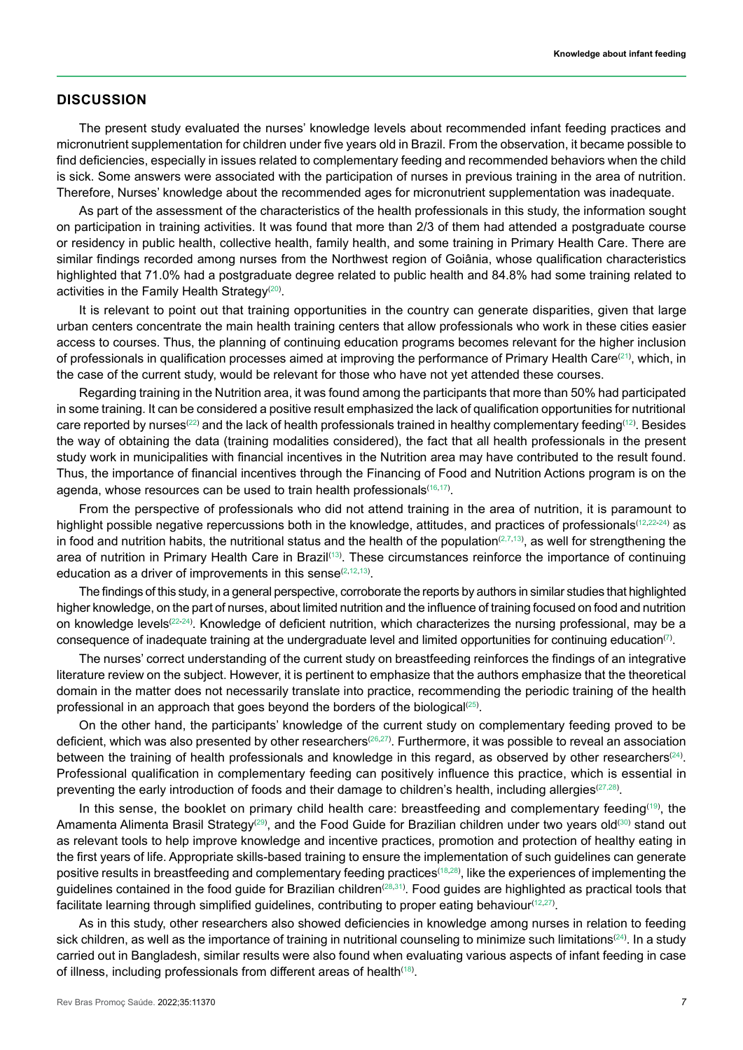## DISCUSSION

The present study evaluated the nurses' knowledge levels about recommended infant feeding practices and micronutrient supplementation for children under five years old in Brazil. From the observation, it became possible to find deficiencies, especially in issues related to complementary feeding and recommended behaviors when the child is sick. Some answers were associated with the participation of nurses in previous training in the area of nutrition. Therefore, Nurses' knowledge about the recommended ages for micronutrient supplementation was inadequate.

As part of the assessment of the characteristics of the health professionals in this study, the information sought on participation in training activities. It was found that more than 2/3 of them had attended a postgraduate course or residency in public health, collective health, family health, and some training in Primary Health Care. There are similar findings recorded among nurses from the Northwest region of Goiânia, whose qualification characteristics highlighted that 71.0% had a postgraduate degree related to public health and 84.8% had some training related to activities in the Family Health Strategy[20].

It is relevant to point out that training opportunities in the country can generate disparities, given that large urban centers concentrate the main health training centers that allow professionals who work in these cities easier access to courses. Thus, the planning of continuing education programs becomes relevant for the higher inclusion of professionals in qualification processes aimed at improving the performance of Primary Health Care[21], which, in the case of the current study, would be relevant for those who have not yet attended these courses.

Regarding training in the Nutrition area, it was found among the participants that more than 50% had participated in some training. It can be considered a positive result emphasized the lack of qualification opportunities for nutritional care reported by nurses[22] and the lack of health professionals trained in healthy complementary feeding[12]. Besides the way of obtaining the data (training modalities considered), the fact that all health professionals in the present study work in municipalities with financial incentives in the Nutrition area may have contributed to the result found. Thus, the importance of financial incentives through the Financing of Food and Nutrition Actions program is on the agenda, whose resources can be used to train health professionals[16,17].

From the perspective of professionals who did not attend training in the area of nutrition, it is paramount to highlight possible negative repercussions both in the knowledge, attitudes, and practices of professionals[12,22-24] as in food and nutrition habits, the nutritional status and the health of the population[2,7,13], as well for strengthening the area of nutrition in Primary Health Care in Brazil[13]. These circumstances reinforce the importance of continuing education as a driver of improvements in this sense[2,12,13].

The findings of this study, in a general perspective, corroborate the reports by authors in similar studies that highlighted higher knowledge, on the part of nurses, about limited nutrition and the influence of training focused on food and nutrition on knowledge levels[22-24]. Knowledge of deficient nutrition, which characterizes the nursing professional, may be a consequence of inadequate training at the undergraduate level and limited opportunities for continuing education[7].

The nurses' correct understanding of the current study on breastfeeding reinforces the findings of an integrative literature review on the subject. However, it is pertinent to emphasize that the authors emphasize that the theoretical domain in the matter does not necessarily translate into practice, recommending the periodic training of the health professional in an approach that goes beyond the borders of the biological[25].

On the other hand, the participants' knowledge of the current study on complementary feeding proved to be deficient, which was also presented by other researchers[26,27]. Furthermore, it was possible to reveal an association between the training of health professionals and knowledge in this regard, as observed by other researchers[24]. Professional qualification in complementary feeding can positively influence this practice, which is essential in preventing the early introduction of foods and their damage to children's health, including allergies[27,28].

In this sense, the booklet on primary child health care: breastfeeding and complementary feeding[19], the Amamenta Alimenta Brasil Strategy[29], and the Food Guide for Brazilian children under two years old[30] stand out as relevant tools to help improve knowledge and incentive practices, promotion and protection of healthy eating in the first years of life. Appropriate skills-based training to ensure the implementation of such guidelines can generate positive results in breastfeeding and complementary feeding practices[18,28], like the experiences of implementing the guidelines contained in the food guide for Brazilian children[28,31]. Food guides are highlighted as practical tools that facilitate learning through simplified guidelines, contributing to proper eating behaviour[12,27].

As in this study, other researchers also showed deficiencies in knowledge among nurses in relation to feeding sick children, as well as the importance of training in nutritional counseling to minimize such limitations[24]. In a study carried out in Bangladesh, similar results were also found when evaluating various aspects of infant feeding in case of illness, including professionals from different areas of health[18].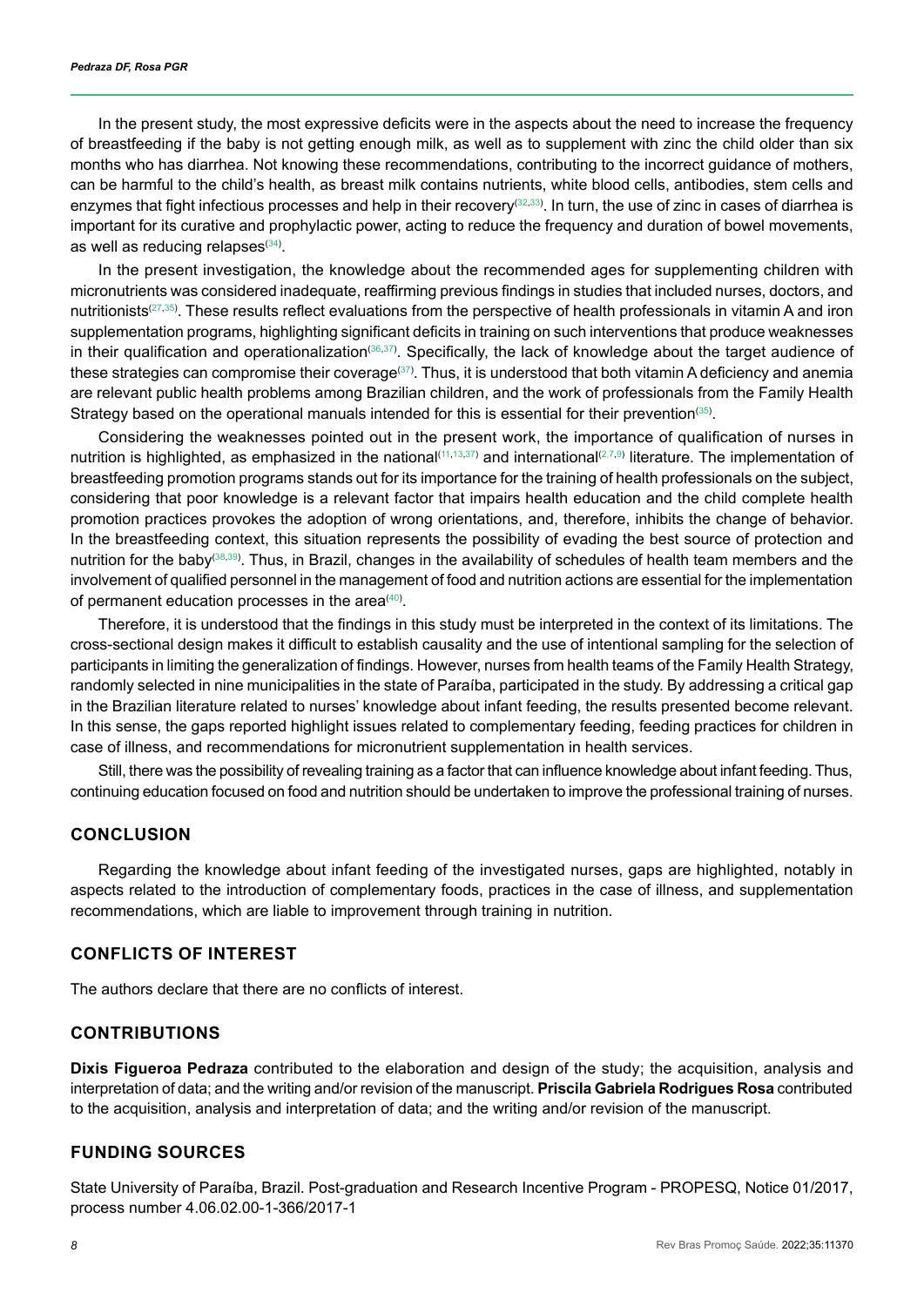In the present study, the most expressive deficits were in the aspects about the need to increase the frequency of breastfeeding if the baby is not getting enough milk, as well as to supplement with zinc the child older than six months who has diarrhea. Not knowing these recommendations, contributing to the incorrect guidance of mothers, can be harmful to the child's health, as breast milk contains nutrients, white blood cells, antibodies, stem cells and enzymes that fight infectious processes and help in their recovery[32,33]. In turn, the use of zinc in cases of diarrhea is important for its curative and prophylactic power, acting to reduce the frequency and duration of bowel movements, as well as reducing relapses[34].

In the present investigation, the knowledge about the recommended ages for supplementing children with micronutrients was considered inadequate, reaffirming previous findings in studies that included nurses, doctors, and nutritionists[27,35]. These results reflect evaluations from the perspective of health professionals in vitamin A and iron supplementation programs, highlighting significant deficits in training on such interventions that produce weaknesses in their qualification and operationalization[36,37]. Specifically, the lack of knowledge about the target audience of these strategies can compromise their coverage[37]. Thus, it is understood that both vitamin A deficiency and anemia are relevant public health problems among Brazilian children, and the work of professionals from the Family Health Strategy based on the operational manuals intended for this is essential for their prevention[35].

Considering the weaknesses pointed out in the present work, the importance of qualification of nurses in nutrition is highlighted, as emphasized in the national[11,13,37] and international[2,7,9] literature. The implementation of breastfeeding promotion programs stands out for its importance for the training of health professionals on the subject, considering that poor knowledge is a relevant factor that impairs health education and the child complete health promotion practices provokes the adoption of wrong orientations, and, therefore, inhibits the change of behavior. In the breastfeeding context, this situation represents the possibility of evading the best source of protection and nutrition for the baby[38,39]. Thus, in Brazil, changes in the availability of schedules of health team members and the involvement of qualified personnel in the management of food and nutrition actions are essential for the implementation of permanent education processes in the area[40].

Therefore, it is understood that the findings in this study must be interpreted in the context of its limitations. The cross-sectional design makes it difficult to establish causality and the use of intentional sampling for the selection of participants in limiting the generalization of findings. However, nurses from health teams of the Family Health Strategy, randomly selected in nine municipalities in the state of Paraíba, participated in the study. By addressing a critical gap in the Brazilian literature related to nurses' knowledge about infant feeding, the results presented become relevant. In this sense, the gaps reported highlight issues related to complementary feeding, feeding practices for children in case of illness, and recommendations for micronutrient supplementation in health services.

Still, there was the possibility of revealing training as a factor that can influence knowledge about infant feeding. Thus, continuing education focused on food and nutrition should be undertaken to improve the professional training of nurses.

## CONCLUSION

Regarding the knowledge about infant feeding of the investigated nurses, gaps are highlighted, notably in aspects related to the introduction of complementary foods, practices in the case of illness, and supplementation recommendations, which are liable to improvement through training in nutrition.

## CONFLICTS OF INTEREST

The authors declare that there are no conflicts of interest.

## CONTRIBUTIONS

**Dixis Figueroa Pedraza** contributed to the elaboration and design of the study; the acquisition, analysis and interpretation of data; and the writing and/or revision of the manuscript. **Priscila Gabriela Rodrigues Rosa** contributed to the acquisition, analysis and interpretation of data; and the writing and/or revision of the manuscript.

## FUNDING SOURCES

State University of Paraíba, Brazil. Post-graduation and Research Incentive Program - PROPESQ, Notice 01/2017, process number 4.06.02.00-1-366/2017-1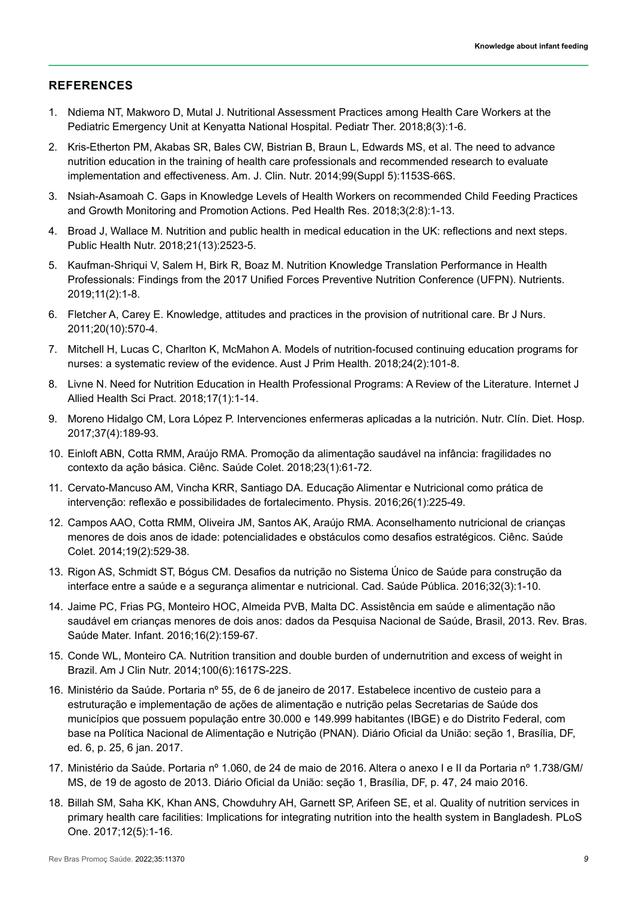## REFERENCES

1. Ndiema NT, Makworo D, Mutal J. Nutritional Assessment Practices among Health Care Workers at the Pediatric Emergency Unit at Kenyatta National Hospital. Pediatr Ther. 2018;8(3):1-6.
2. Kris-Etherton PM, Akabas SR, Bales CW, Bistrian B, Braun L, Edwards MS, et al. The need to advance nutrition education in the training of health care professionals and recommended research to evaluate implementation and effectiveness. Am. J. Clin. Nutr. 2014;99(Suppl 5):1153S-66S.
3. Nsiah-Asamoah C. Gaps in Knowledge Levels of Health Workers on recommended Child Feeding Practices and Growth Monitoring and Promotion Actions. Ped Health Res. 2018;3(2:8):1-13.
4. Broad J, Wallace M. Nutrition and public health in medical education in the UK: reflections and next steps. Public Health Nutr. 2018;21(13):2523-5.
5. Kaufman-Shriqui V, Salem H, Birk R, Boaz M. Nutrition Knowledge Translation Performance in Health Professionals: Findings from the 2017 Unified Forces Preventive Nutrition Conference (UFPN). Nutrients. 2019;11(2):1-8.
6. Fletcher A, Carey E. Knowledge, attitudes and practices in the provision of nutritional care. Br J Nurs. 2011;20(10):570-4.
7. Mitchell H, Lucas C, Charlton K, McMahon A. Models of nutrition-focused continuing education programs for nurses: a systematic review of the evidence. Aust J Prim Health. 2018;24(2):101-8.
8. Livne N. Need for Nutrition Education in Health Professional Programs: A Review of the Literature. Internet J Allied Health Sci Pract. 2018;17(1):1-14.
9. Moreno Hidalgo CM, Lora López P. Intervenciones enfermeras aplicadas a la nutrición. Nutr. Clín. Diet. Hosp. 2017;37(4):189-93.
10. Einloft ABN, Cotta RMM, Araújo RMA. Promoção da alimentação saudável na infância: fragilidades no contexto da ação básica. Ciênc. Saúde Colet. 2018;23(1):61-72.
11. Cervato-Mancuso AM, Vincha KRR, Santiago DA. Educação Alimentar e Nutricional como prática de intervenção: reflexão e possibilidades de fortalecimento. Physis. 2016;26(1):225-49.
12. Campos AAO, Cotta RMM, Oliveira JM, Santos AK, Araújo RMA. Aconselhamento nutricional de crianças menores de dois anos de idade: potencialidades e obstáculos como desafios estratégicos. Ciênc. Saúde Colet. 2014;19(2):529-38.
13. Rigon AS, Schmidt ST, Bógus CM. Desafios da nutrição no Sistema Único de Saúde para construção da interface entre a saúde e a segurança alimentar e nutricional. Cad. Saúde Pública. 2016;32(3):1-10.
14. Jaime PC, Frias PG, Monteiro HOC, Almeida PVB, Malta DC. Assistência em saúde e alimentação não saudável em crianças menores de dois anos: dados da Pesquisa Nacional de Saúde, Brasil, 2013. Rev. Bras. Saúde Mater. Infant. 2016;16(2):159-67.
15. Conde WL, Monteiro CA. Nutrition transition and double burden of undernutrition and excess of weight in Brazil. Am J Clin Nutr. 2014;100(6):1617S-22S.
16. Ministério da Saúde. Portaria nº 55, de 6 de janeiro de 2017. Estabelece incentivo de custeio para a estruturação e implementação de ações de alimentação e nutrição pelas Secretarias de Saúde dos municípios que possuem população entre 30.000 e 149.999 habitantes (IBGE) e do Distrito Federal, com base na Política Nacional de Alimentação e Nutrição (PNAN). Diário Oficial da União: seção 1, Brasília, DF, ed. 6, p. 25, 6 jan. 2017.
17. Ministério da Saúde. Portaria nº 1.060, de 24 de maio de 2016. Altera o anexo I e II da Portaria nº 1.738/GM/MS, de 19 de agosto de 2013. Diário Oficial da União: seção 1, Brasília, DF, p. 47, 24 maio 2016.
18. Billah SM, Saha KK, Khan ANS, Chowduhry AH, Garnett SP, Arifeen SE, et al. Quality of nutrition services in primary health care facilities: Implications for integrating nutrition into the health system in Bangladesh. PLoS One. 2017;12(5):1-16.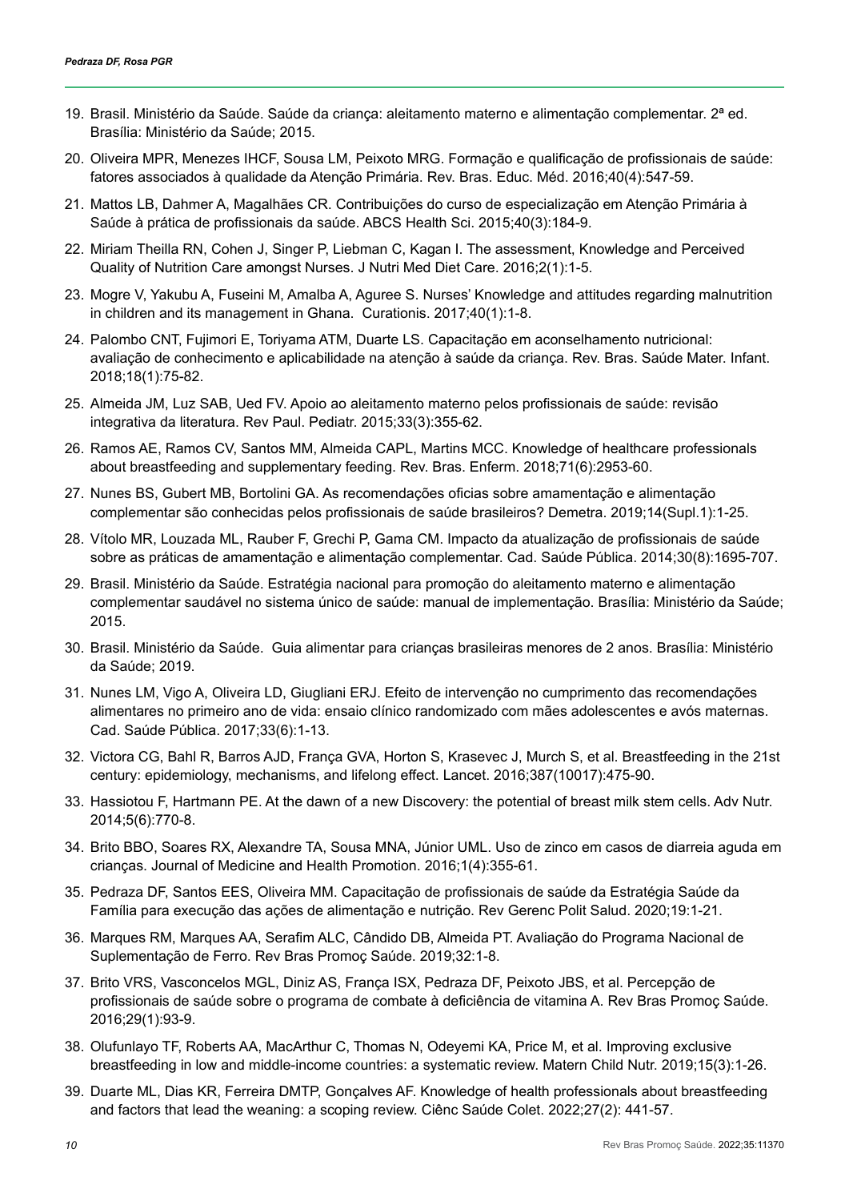19. Brasil. Ministério da Saúde. Saúde da criança: aleitamento materno e alimentação complementar. 2ª ed. Brasília: Ministério da Saúde; 2015.

20. Oliveira MPR, Menezes IHCF, Sousa LM, Peixoto MRG. Formação e qualificação de profissionais de saúde: fatores associados à qualidade da Atenção Primária. Rev. Bras. Educ. Méd. 2016;40(4):547-59.

21. Mattos LB, Dahmer A, Magalhães CR. Contribuições do curso de especialização em Atenção Primária à Saúde à prática de profissionais da saúde. ABCS Health Sci. 2015;40(3):184-9.

22. Miriam Theilla RN, Cohen J, Singer P, Liebman C, Kagan I. The assessment, Knowledge and Perceived Quality of Nutrition Care amongst Nurses. J Nutri Med Diet Care. 2016;2(1):1-5.

23. Mogre V, Yakubu A, Fuseini M, Amalba A, Aguree S. Nurses' Knowledge and attitudes regarding malnutrition in children and its management in Ghana. Curationis. 2017;40(1):1-8.

24. Palombo CNT, Fujimori E, Toriyama ATM, Duarte LS. Capacitação em aconselhamento nutricional: avaliação de conhecimento e aplicabilidade na atenção à saúde da criança. Rev. Bras. Saúde Mater. Infant. 2018;18(1):75-82.

25. Almeida JM, Luz SAB, Ued FV. Apoio ao aleitamento materno pelos profissionais de saúde: revisão integrativa da literatura. Rev Paul. Pediatr. 2015;33(3):355-62.

26. Ramos AE, Ramos CV, Santos MM, Almeida CAPL, Martins MCC. Knowledge of healthcare professionals about breastfeeding and supplementary feeding. Rev. Bras. Enferm. 2018;71(6):2953-60.

27. Nunes BS, Gubert MB, Bortolini GA. As recomendações oficias sobre amamentação e alimentação complementar são conhecidas pelos profissionais de saúde brasileiros? Demetra. 2019;14(Supl.1):1-25.

28. Vítolo MR, Louzada ML, Rauber F, Grechi P, Gama CM. Impacto da atualização de profissionais de saúde sobre as práticas de amamentação e alimentação complementar. Cad. Saúde Pública. 2014;30(8):1695-707.

29. Brasil. Ministério da Saúde. Estratégia nacional para promoção do aleitamento materno e alimentação complementar saudável no sistema único de saúde: manual de implementação. Brasília: Ministério da Saúde; 2015.

30. Brasil. Ministério da Saúde. Guia alimentar para crianças brasileiras menores de 2 anos. Brasília: Ministério da Saúde; 2019.

31. Nunes LM, Vigo A, Oliveira LD, Giugliani ERJ. Efeito de intervenção no cumprimento das recomendações alimentares no primeiro ano de vida: ensaio clínico randomizado com mães adolescentes e avós maternas. Cad. Saúde Pública. 2017;33(6):1-13.

32. Victora CG, Bahl R, Barros AJD, França GVA, Horton S, Krasevec J, Murch S, et al. Breastfeeding in the 21st century: epidemiology, mechanisms, and lifelong effect. Lancet. 2016;387(10017):475-90.

33. Hassiotou F, Hartmann PE. At the dawn of a new Discovery: the potential of breast milk stem cells. Adv Nutr. 2014;5(6):770-8.

34. Brito BBO, Soares RX, Alexandre TA, Sousa MNA, Júnior UML. Uso de zinco em casos de diarreia aguda em crianças. Journal of Medicine and Health Promotion. 2016;1(4):355-61.

35. Pedraza DF, Santos EES, Oliveira MM. Capacitação de profissionais de saúde da Estratégia Saúde da Família para execução das ações de alimentação e nutrição. Rev Gerenc Polit Salud. 2020;19:1-21.

36. Marques RM, Marques AA, Serafim ALC, Cândido DB, Almeida PT. Avaliação do Programa Nacional de Suplementação de Ferro. Rev Bras Promoç Saúde. 2019;32:1-8.

37. Brito VRS, Vasconcelos MGL, Diniz AS, França ISX, Pedraza DF, Peixoto JBS, et al. Percepção de profissionais de saúde sobre o programa de combate à deficiência de vitamina A. Rev Bras Promoç Saúde. 2016;29(1):93-9.

38. Olufunlayo TF, Roberts AA, MacArthur C, Thomas N, Odeyemi KA, Price M, et al. Improving exclusive breastfeeding in low and middle-income countries: a systematic review. Matern Child Nutr. 2019;15(3):1-26.

39. Duarte ML, Dias KR, Ferreira DMTP, Gonçalves AF. Knowledge of health professionals about breastfeeding and factors that lead the weaning: a scoping review. Ciênc Saúde Colet. 2022;27(2): 441-57.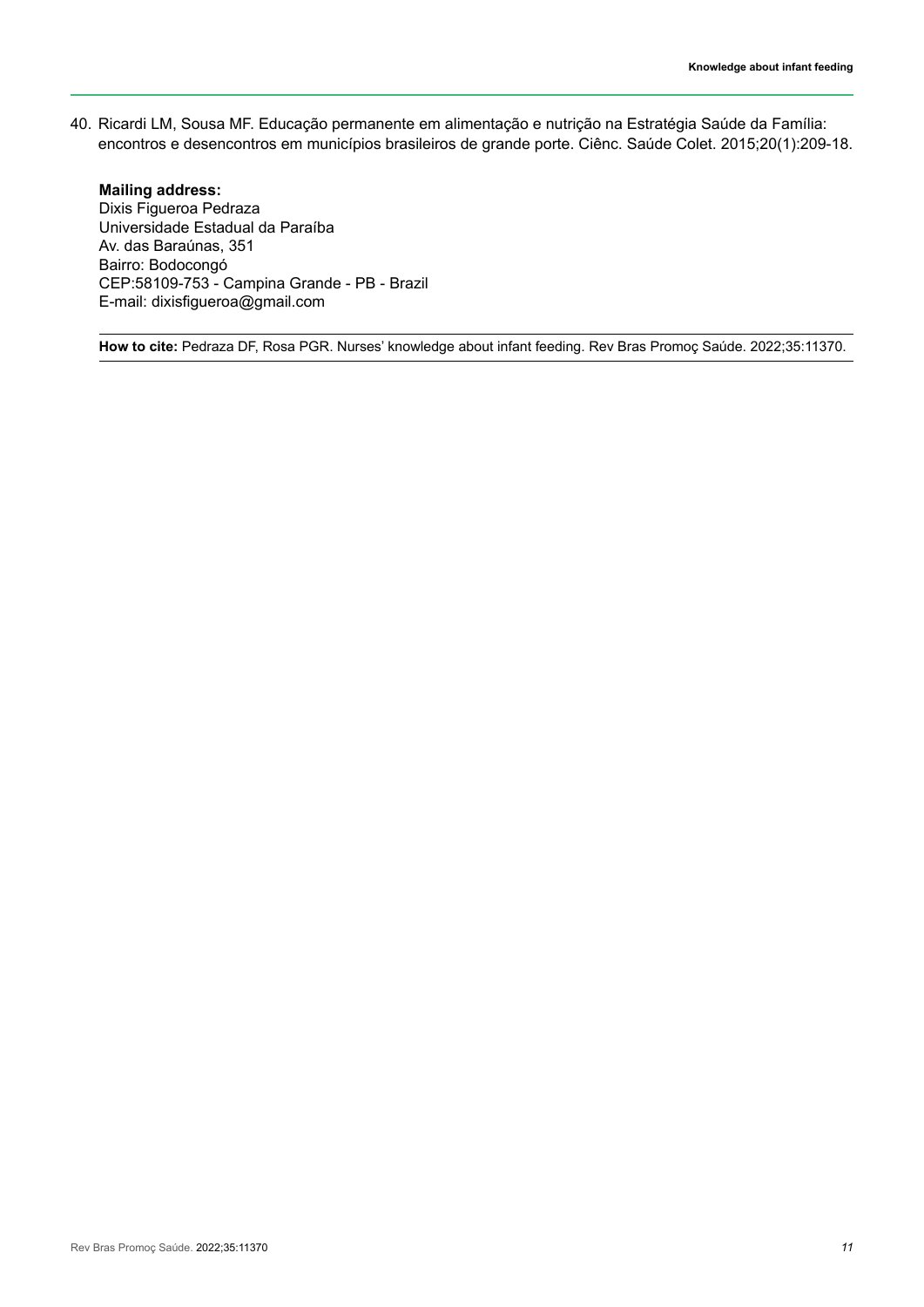40. Ricardi LM, Sousa MF. Educação permanente em alimentação e nutrição na Estratégia Saúde da Família: encontros e desencontros em municípios brasileiros de grande porte. Ciênc. Saúde Colet. 2015;20(1):209-18.

**Mailing address:**
Dixis Figueroa Pedraza
Universidade Estadual da Paraíba
Av. das Baraúnas, 351
Bairro: Bodocongó
CEP:58109-753 - Campina Grande - PB - Brazil
E-mail: dixisfigueroa@gmail.com

**How to cite:** Pedraza DF, Rosa PGR. Nurses' knowledge about infant feeding. Rev Bras Promoç Saúde. 2022;35:11370.